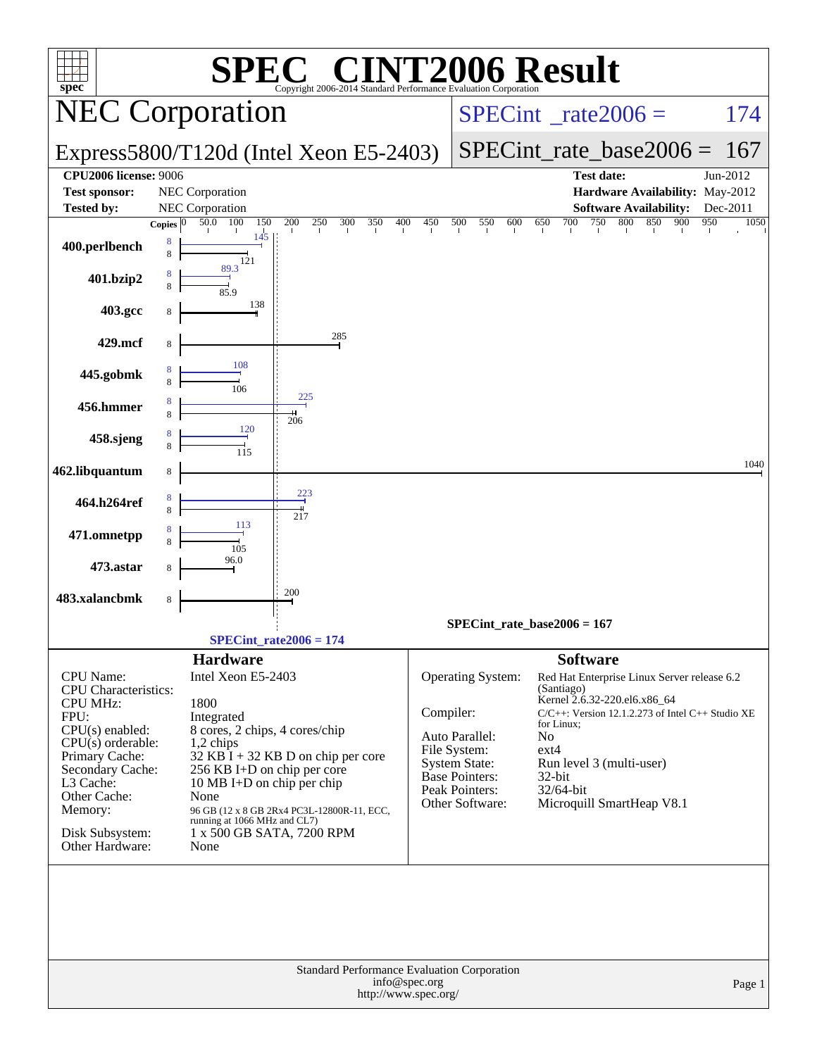# SPEC CINT2006 Result

Copyright 2006-2014 Standard Performance Evaluation Corporation

## NEC Corporation

**Express5800/T120d (Intel Xeon E5-2403)**

SPECint_rate2006 = 174

SPECint_rate_base2006 = 167

| | | | |
|---|---|---|---|
| **CPU2006 license:** 9006 | | **Test date:** | Jun-2012 |
| **Test sponsor:** | NEC Corporation | **Hardware Availability:** | May-2012 |
| **Tested by:** | NEC Corporation | **Software Availability:** | Dec-2011 |

| Benchmark | Copies (peak) | Peak | Copies (base) | Base |
|---|---|---|---|---|
| 400.perlbench | 8 | 145 | 8 | 121 |
| 401.bzip2 | 8 | 89.3 | 8 | 85.9 |
| 403.gcc | | | 8 | 138 |
| 429.mcf | | | 8 | 285 |
| 445.gobmk | 8 | 108 | 8 | 106 |
| 456.hmmer | 8 | 225 | 8 | 206 |
| 458.sjeng | 8 | 120 | 8 | 115 |
| 462.libquantum | | | 8 | 1040 |
| 464.h264ref | 8 | 223 | 8 | 217 |
| 471.omnetpp | 8 | 113 | 8 | 105 |
| 473.astar | | | 8 | 96.0 |
| 483.xalancbmk | | | 8 | 200 |

SPECint_rate_base2006 = 167

SPECint_rate2006 = 174

### Hardware

| | |
|---|---|
| CPU Name: | Intel Xeon E5-2403 |
| CPU Characteristics: | |
| CPU MHz: | 1800 |
| FPU: | Integrated |
| CPU(s) enabled: | 8 cores, 2 chips, 4 cores/chip |
| CPU(s) orderable: | 1,2 chips |
| Primary Cache: | 32 KB I + 32 KB D on chip per core |
| Secondary Cache: | 256 KB I+D on chip per core |
| L3 Cache: | 10 MB I+D on chip per chip |
| Other Cache: | None |
| Memory: | 96 GB (12 x 8 GB 2Rx4 PC3L-12800R-11, ECC, running at 1066 MHz and CL7) |
| Disk Subsystem: | 1 x 500 GB SATA, 7200 RPM |
| Other Hardware: | None |

### Software

| | |
|---|---|
| Operating System: | Red Hat Enterprise Linux Server release 6.2 (Santiago) Kernel 2.6.32-220.el6.x86_64 |
| Compiler: | C/C++: Version 12.1.2.273 of Intel C++ Studio XE for Linux; |
| Auto Parallel: | No |
| File System: | ext4 |
| System State: | Run level 3 (multi-user) |
| Base Pointers: | 32-bit |
| Peak Pointers: | 32/64-bit |
| Other Software: | Microquill SmartHeap V8.1 |

Standard Performance Evaluation Corporation
info@spec.org
http://www.spec.org/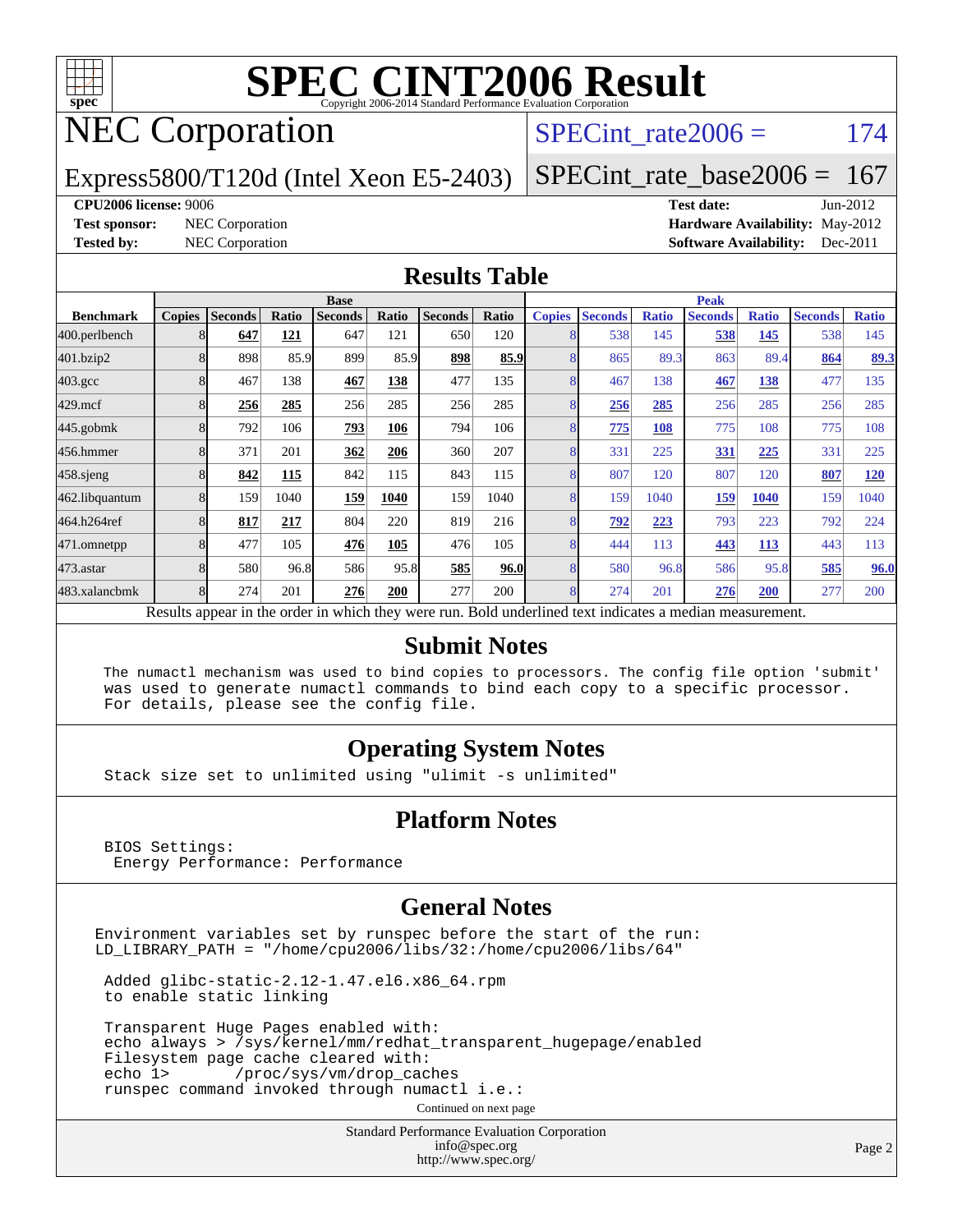# SPEC CINT2006 Result

Copyright 2006-2014 Standard Performance Evaluation Corporation

## NEC Corporation

Express5800/T120d (Intel Xeon E5-2403)

SPECint_rate2006 = 174

SPECint_rate_base2006 = 167

**CPU2006 license:** 9006
**Test sponsor:** NEC Corporation
**Tested by:** NEC Corporation

**Test date:** Jun-2012
**Hardware Availability:** May-2012
**Software Availability:** Dec-2011

## Results Table

| Benchmark | Base | | | | | | | Peak | | | | | | |
|---|---|---|---|---|---|---|---|---|---|---|---|---|---|---|
| | Copies | Seconds | Ratio | Seconds | Ratio | Seconds | Ratio | Copies | Seconds | Ratio | Seconds | Ratio | Seconds | Ratio |
| 400.perlbench | 8 | **647** | **121** | 647 | 121 | 650 | 120 | 8 | 538 | 145 | **538** | **145** | 538 | 145 |
| 401.bzip2 | 8 | 898 | 85.9 | 899 | 85.9 | **898** | **85.9** | 8 | 865 | 89.3 | 863 | 89.4 | **864** | **89.3** |
| 403.gcc | 8 | 467 | 138 | **467** | **138** | 477 | 135 | 8 | 467 | 138 | **467** | **138** | 477 | 135 |
| 429.mcf | 8 | **256** | **285** | 256 | 285 | 256 | 285 | 8 | **256** | **285** | 256 | 285 | 256 | 285 |
| 445.gobmk | 8 | 792 | 106 | **793** | **106** | 794 | 106 | 8 | **775** | **108** | 775 | 108 | 775 | 108 |
| 456.hmmer | 8 | 371 | 201 | **362** | **206** | 360 | 207 | 8 | 331 | 225 | **331** | **225** | 331 | 225 |
| 458.sjeng | 8 | **842** | **115** | 842 | 115 | 843 | 115 | 8 | 807 | 120 | 807 | 120 | **807** | **120** |
| 462.libquantum | 8 | 159 | 1040 | **159** | **1040** | 159 | 1040 | 8 | 159 | 1040 | **159** | **1040** | 159 | 1040 |
| 464.h264ref | 8 | **817** | **217** | 804 | 220 | 819 | 216 | 8 | **792** | **223** | 793 | 223 | 792 | 224 |
| 471.omnetpp | 8 | 477 | 105 | **476** | **105** | 476 | 105 | 8 | 444 | 113 | **443** | **113** | 443 | 113 |
| 473.astar | 8 | 580 | 96.8 | 586 | 95.8 | **585** | **96.0** | 8 | 580 | 96.8 | 586 | 95.8 | **585** | **96.0** |
| 483.xalancbmk | 8 | 274 | 201 | **276** | **200** | 277 | 200 | 8 | 274 | 201 | **276** | **200** | 277 | 200 |

Results appear in the order in which they were run. Bold underlined text indicates a median measurement.

## Submit Notes

```
The numactl mechanism was used to bind copies to processors. The config file option 'submit'
was used to generate numactl commands to bind each copy to a specific processor.
For details, please see the config file.
```

## Operating System Notes

```
Stack size set to unlimited using "ulimit -s unlimited"
```

## Platform Notes

```
BIOS Settings:
 Energy Performance: Performance
```

## General Notes

```
Environment variables set by runspec before the start of the run:
LD_LIBRARY_PATH = "/home/cpu2006/libs/32:/home/cpu2006/libs/64"

 Added glibc-static-2.12-1.47.el6.x86_64.rpm
 to enable static linking

 Transparent Huge Pages enabled with:
 echo always > /sys/kernel/mm/redhat_transparent_hugepage/enabled
 Filesystem page cache cleared with:
 echo 1>       /proc/sys/vm/drop_caches
 runspec command invoked through numactl i.e.:
```

Continued on next page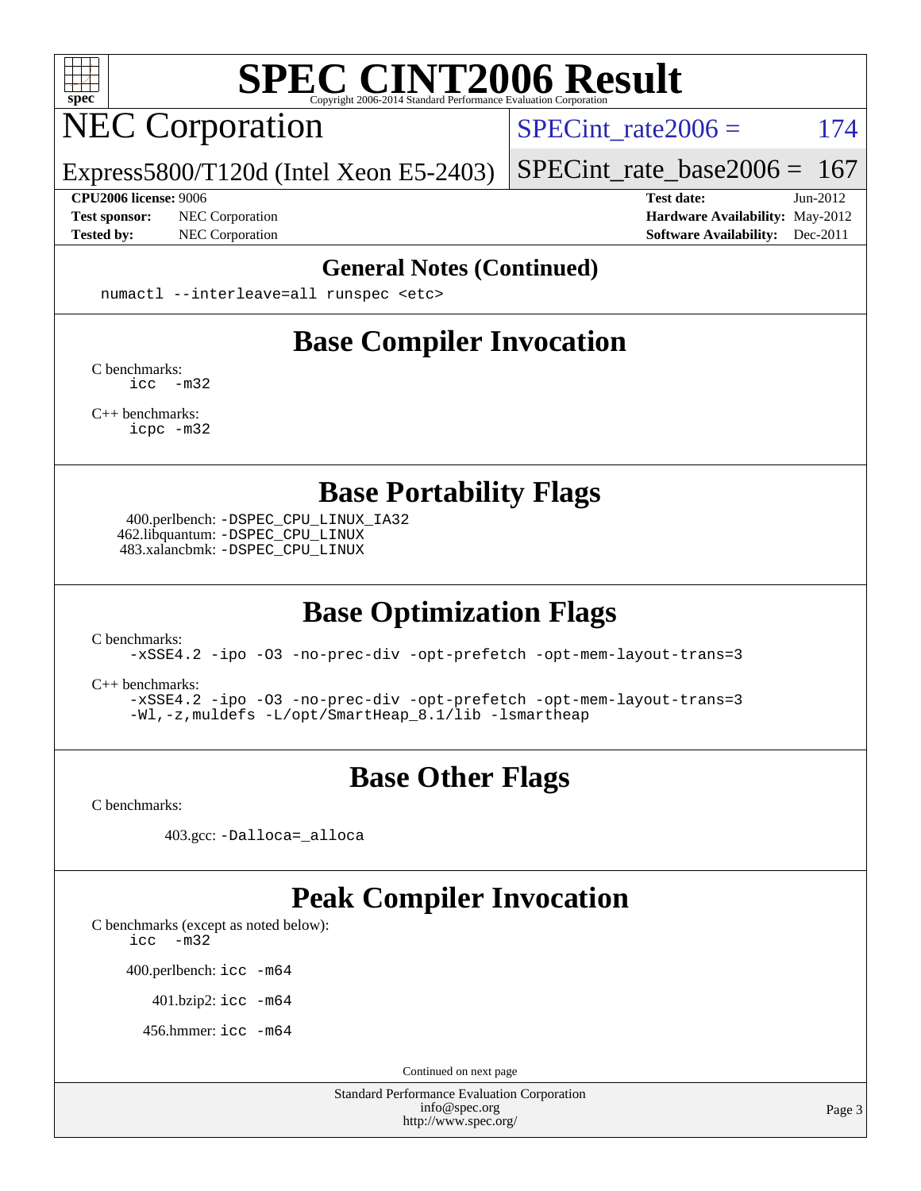# SPEC CINT2006 Result

## NEC Corporation

Express5800/T120d (Intel Xeon E5-2403)

SPECint_rate2006 = 174

SPECint_rate_base2006 = 167

**CPU2006 license:** 9006
**Test sponsor:** NEC Corporation
**Tested by:** NEC Corporation

**Test date:** Jun-2012
**Hardware Availability:** May-2012
**Software Availability:** Dec-2011

## General Notes (Continued)

```
numactl --interleave=all runspec <etc>
```

## Base Compiler Invocation

C benchmarks:
```
icc  -m32
```

C++ benchmarks:
```
icpc -m32
```

## Base Portability Flags

400.perlbench: `-DSPEC_CPU_LINUX_IA32`
462.libquantum: `-DSPEC_CPU_LINUX`
483.xalancbmk: `-DSPEC_CPU_LINUX`

## Base Optimization Flags

C benchmarks:
```
-xSSE4.2 -ipo -O3 -no-prec-div -opt-prefetch -opt-mem-layout-trans=3
```

C++ benchmarks:
```
-xSSE4.2 -ipo -O3 -no-prec-div -opt-prefetch -opt-mem-layout-trans=3
-Wl,-z,muldefs -L/opt/SmartHeap_8.1/lib -lsmartheap
```

## Base Other Flags

C benchmarks:

403.gcc: `-Dalloca=_alloca`

## Peak Compiler Invocation

C benchmarks (except as noted below):
```
icc  -m32
```

400.perlbench: `icc -m64`

401.bzip2: `icc -m64`

456.hmmer: `icc -m64`

Continued on next page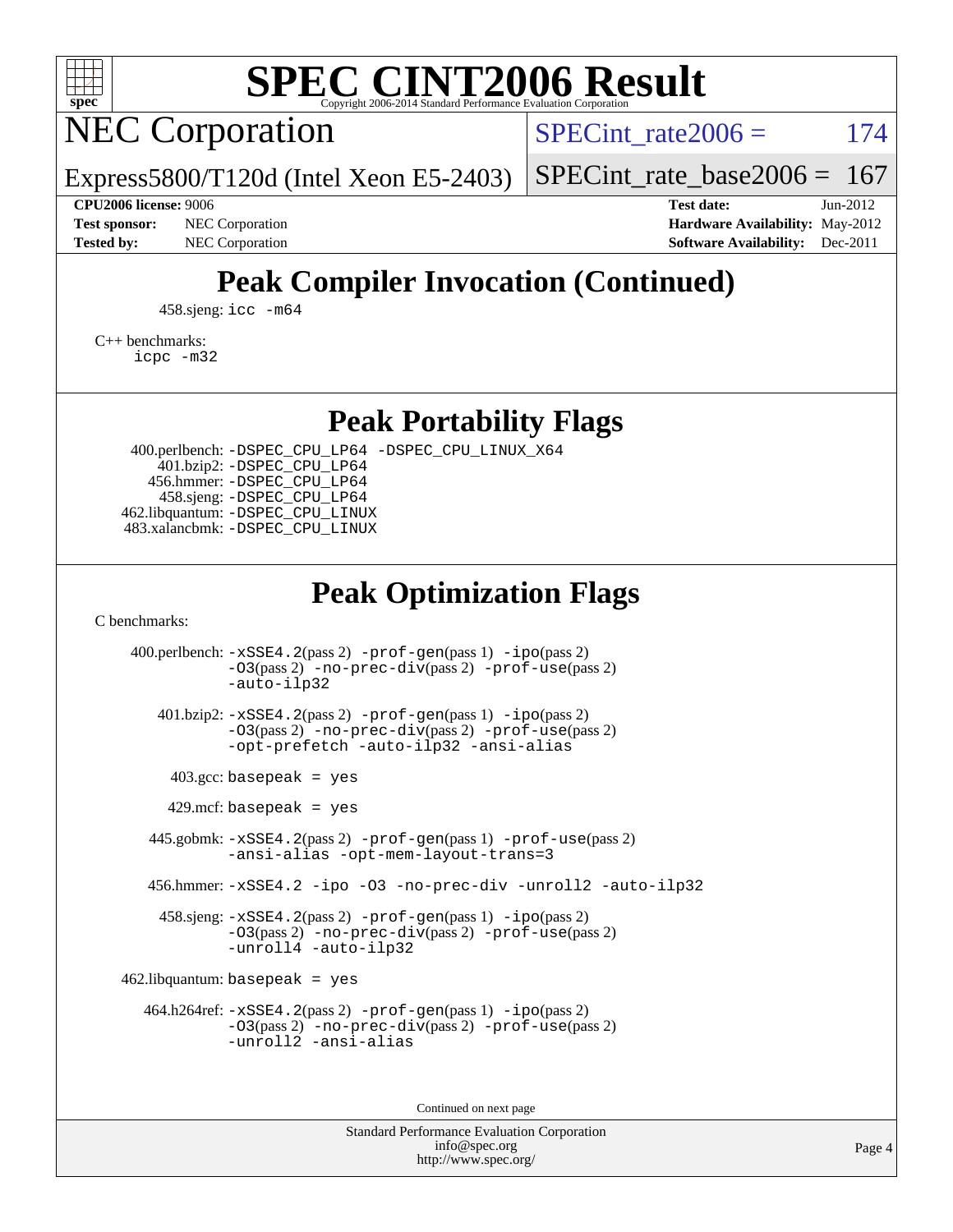# Peak Compiler Invocation (Continued)

458.sjeng: `icc -m64`

C++ benchmarks:
`icpc -m32`

# Peak Portability Flags

400.perlbench: `-DSPEC_CPU_LP64 -DSPEC_CPU_LINUX_X64`
401.bzip2: `-DSPEC_CPU_LP64`
456.hmmer: `-DSPEC_CPU_LP64`
458.sjeng: `-DSPEC_CPU_LP64`
462.libquantum: `-DSPEC_CPU_LINUX`
483.xalancbmk: `-DSPEC_CPU_LINUX`

# Peak Optimization Flags

C benchmarks:

400.perlbench: `-xSSE4.2`(pass 2) `-prof-gen`(pass 1) `-ipo`(pass 2) `-O3`(pass 2) `-no-prec-div`(pass 2) `-prof-use`(pass 2) `-auto-ilp32`

401.bzip2: `-xSSE4.2`(pass 2) `-prof-gen`(pass 1) `-ipo`(pass 2) `-O3`(pass 2) `-no-prec-div`(pass 2) `-prof-use`(pass 2) `-opt-prefetch -auto-ilp32 -ansi-alias`

403.gcc: `basepeak = yes`

429.mcf: `basepeak = yes`

445.gobmk: `-xSSE4.2`(pass 2) `-prof-gen`(pass 1) `-prof-use`(pass 2) `-ansi-alias -opt-mem-layout-trans=3`

456.hmmer: `-xSSE4.2 -ipo -O3 -no-prec-div -unroll2 -auto-ilp32`

458.sjeng: `-xSSE4.2`(pass 2) `-prof-gen`(pass 1) `-ipo`(pass 2) `-O3`(pass 2) `-no-prec-div`(pass 2) `-prof-use`(pass 2) `-unroll4 -auto-ilp32`

462.libquantum: `basepeak = yes`

464.h264ref: `-xSSE4.2`(pass 2) `-prof-gen`(pass 1) `-ipo`(pass 2) `-O3`(pass 2) `-no-prec-div`(pass 2) `-prof-use`(pass 2) `-unroll2 -ansi-alias`

Continued on next page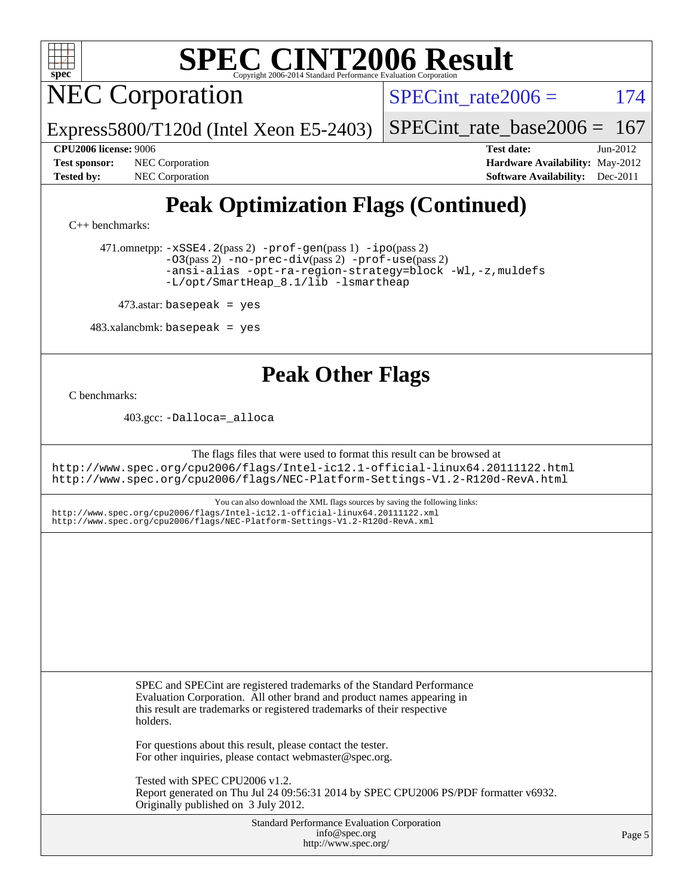# Peak Optimization Flags (Continued)

C++ benchmarks:

471.omnetpp: -xSSE4.2(pass 2) -prof-gen(pass 1) -ipo(pass 2) -O3(pass 2) -no-prec-div(pass 2) -prof-use(pass 2) -ansi-alias -opt-ra-region-strategy=block -Wl,-z,muldefs -L/opt/SmartHeap_8.1/lib -lsmartheap

473.astar: basepeak = yes

483.xalancbmk: basepeak = yes

# Peak Other Flags

C benchmarks:

403.gcc: -Dalloca=_alloca

The flags files that were used to format this result can be browsed at
http://www.spec.org/cpu2006/flags/Intel-ic12.1-official-linux64.20111122.html
http://www.spec.org/cpu2006/flags/NEC-Platform-Settings-V1.2-R120d-RevA.html

You can also download the XML flags sources by saving the following links:
http://www.spec.org/cpu2006/flags/Intel-ic12.1-official-linux64.20111122.xml
http://www.spec.org/cpu2006/flags/NEC-Platform-Settings-V1.2-R120d-RevA.xml

SPEC and SPECint are registered trademarks of the Standard Performance Evaluation Corporation. All other brand and product names appearing in this result are trademarks or registered trademarks of their respective holders.

For questions about this result, please contact the tester.
For other inquiries, please contact webmaster@spec.org.

Tested with SPEC CPU2006 v1.2.
Report generated on Thu Jul 24 09:56:31 2014 by SPEC CPU2006 PS/PDF formatter v6932.
Originally published on 3 July 2012.